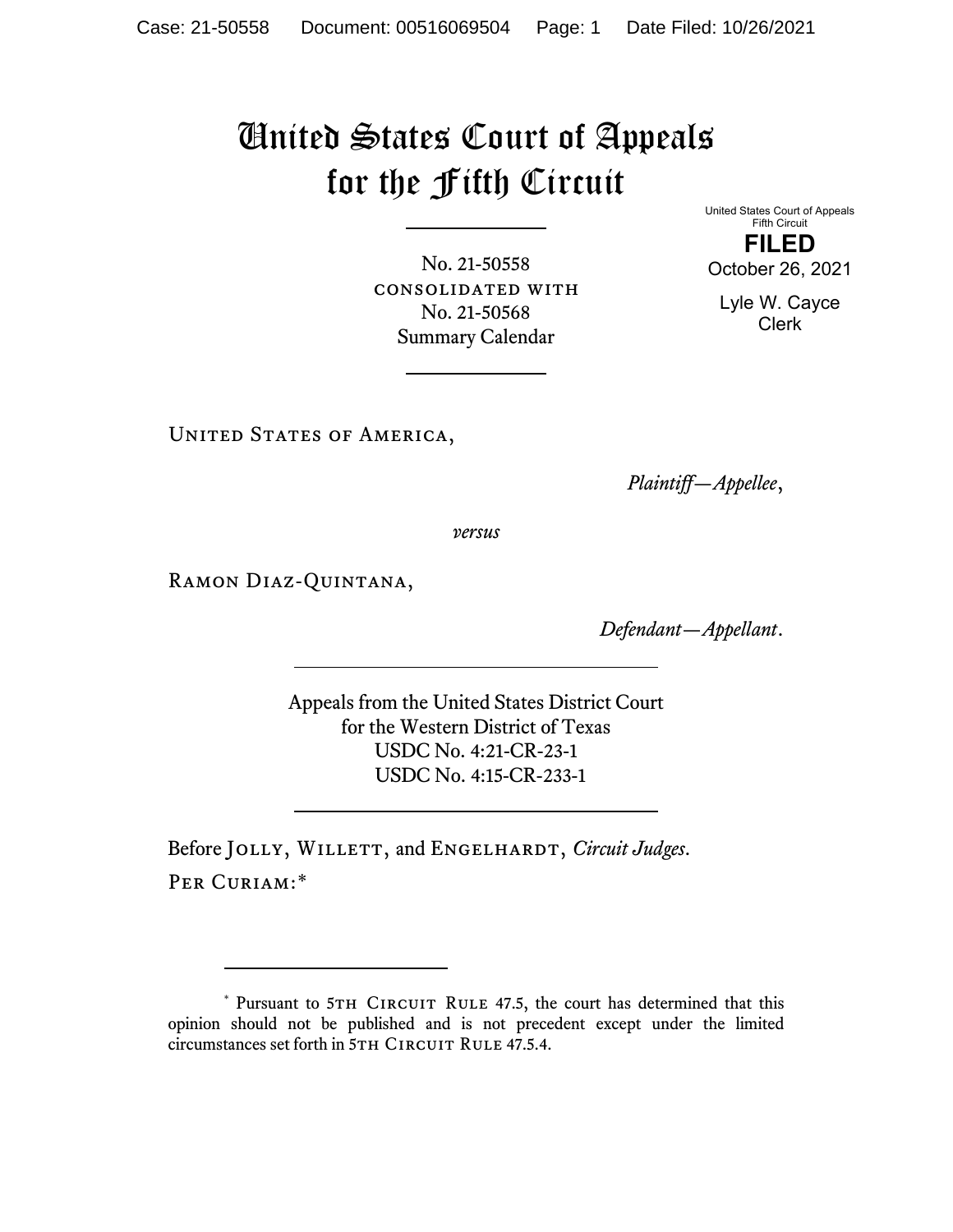# United States Court of Appeals for the Fifth Circuit

United States Court of Appeals
Fifth Circuit

**FILED**

October 26, 2021

Lyle W. Cayce
Clerk

---

No. 21-50558
CONSOLIDATED WITH
No. 21-50568
Summary Calendar

---

UNITED STATES OF AMERICA,

*Plaintiff—Appellee*,

*versus*

RAMON DIAZ-QUINTANA,

*Defendant—Appellant*.

---

Appeals from the United States District Court
for the Western District of Texas
USDC No. 4:21-CR-23-1
USDC No. 4:15-CR-233-1

---

Before JOLLY, WILLETT, and ENGELHARDT, *Circuit Judges*.

PER CURIAM:*

---

\* Pursuant to 5TH CIRCUIT RULE 47.5, the court has determined that this opinion should not be published and is not precedent except under the limited circumstances set forth in 5TH CIRCUIT RULE 47.5.4.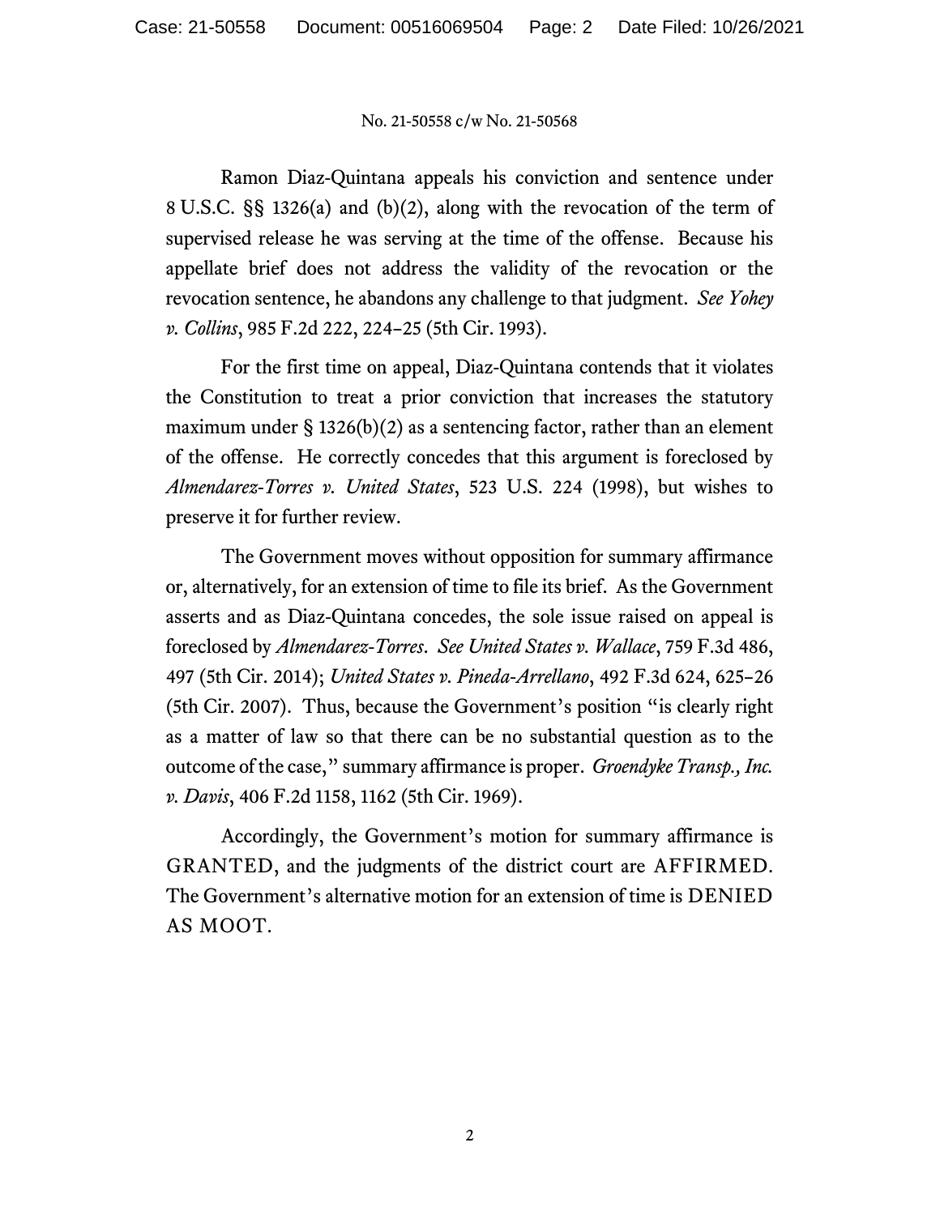Ramon Diaz-Quintana appeals his conviction and sentence under 8 U.S.C. §§ 1326(a) and (b)(2), along with the revocation of the term of supervised release he was serving at the time of the offense. Because his appellate brief does not address the validity of the revocation or the revocation sentence, he abandons any challenge to that judgment. *See Yohey v. Collins*, 985 F.2d 222, 224–25 (5th Cir. 1993).

For the first time on appeal, Diaz-Quintana contends that it violates the Constitution to treat a prior conviction that increases the statutory maximum under § 1326(b)(2) as a sentencing factor, rather than an element of the offense. He correctly concedes that this argument is foreclosed by *Almendarez-Torres v. United States*, 523 U.S. 224 (1998), but wishes to preserve it for further review.

The Government moves without opposition for summary affirmance or, alternatively, for an extension of time to file its brief. As the Government asserts and as Diaz-Quintana concedes, the sole issue raised on appeal is foreclosed by *Almendarez-Torres*. *See United States v. Wallace*, 759 F.3d 486, 497 (5th Cir. 2014); *United States v. Pineda-Arrellano*, 492 F.3d 624, 625–26 (5th Cir. 2007). Thus, because the Government's position "is clearly right as a matter of law so that there can be no substantial question as to the outcome of the case," summary affirmance is proper. *Groendyke Transp., Inc. v. Davis*, 406 F.2d 1158, 1162 (5th Cir. 1969).

Accordingly, the Government's motion for summary affirmance is GRANTED, and the judgments of the district court are AFFIRMED. The Government's alternative motion for an extension of time is DENIED AS MOOT.